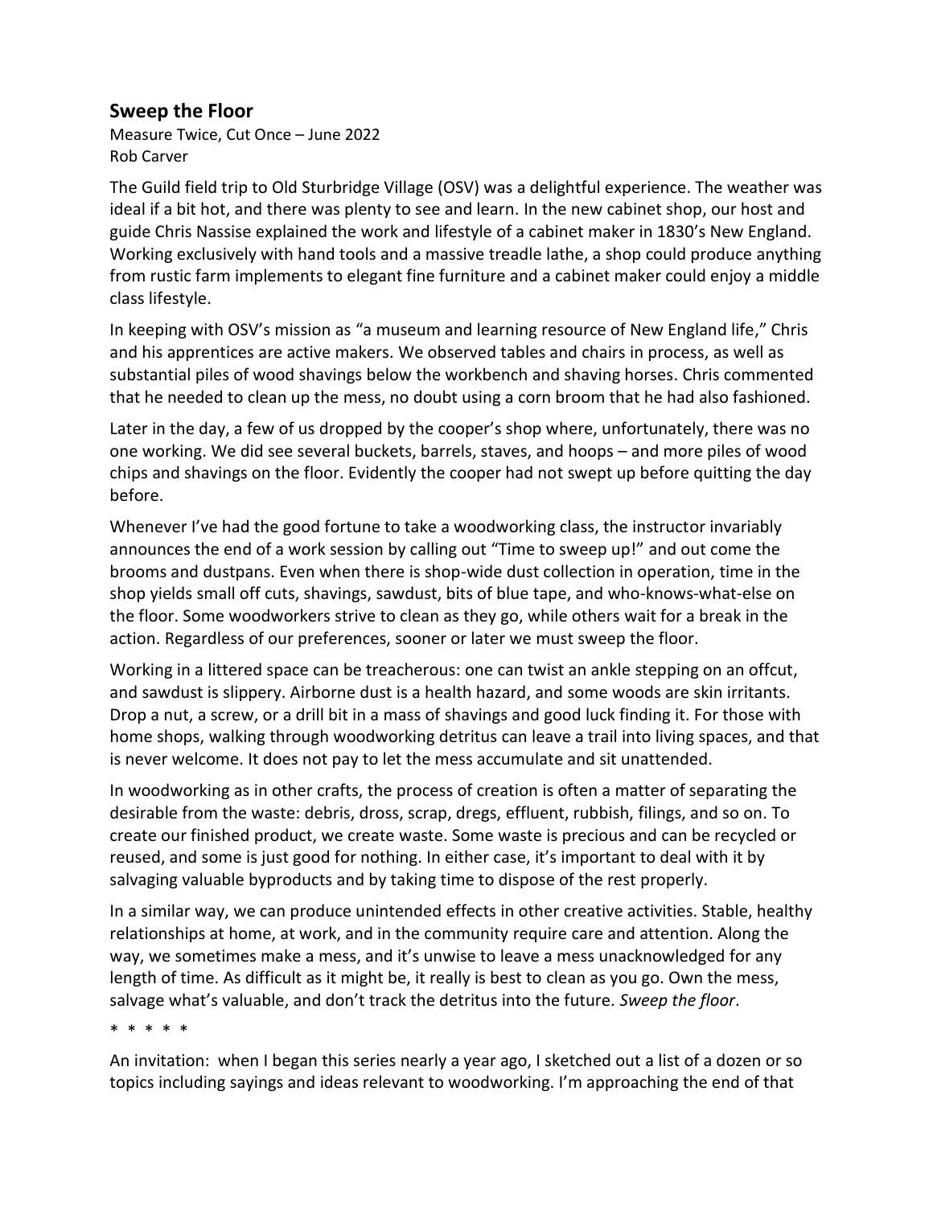## Sweep the Floor

Measure Twice, Cut Once – June 2022
Rob Carver

The Guild field trip to Old Sturbridge Village (OSV) was a delightful experience. The weather was ideal if a bit hot, and there was plenty to see and learn. In the new cabinet shop, our host and guide Chris Nassise explained the work and lifestyle of a cabinet maker in 1830's New England. Working exclusively with hand tools and a massive treadle lathe, a shop could produce anything from rustic farm implements to elegant fine furniture and a cabinet maker could enjoy a middle class lifestyle.

In keeping with OSV's mission as "a museum and learning resource of New England life," Chris and his apprentices are active makers. We observed tables and chairs in process, as well as substantial piles of wood shavings below the workbench and shaving horses. Chris commented that he needed to clean up the mess, no doubt using a corn broom that he had also fashioned.

Later in the day, a few of us dropped by the cooper's shop where, unfortunately, there was no one working. We did see several buckets, barrels, staves, and hoops – and more piles of wood chips and shavings on the floor. Evidently the cooper had not swept up before quitting the day before.

Whenever I've had the good fortune to take a woodworking class, the instructor invariably announces the end of a work session by calling out "Time to sweep up!" and out come the brooms and dustpans. Even when there is shop-wide dust collection in operation, time in the shop yields small off cuts, shavings, sawdust, bits of blue tape, and who-knows-what-else on the floor. Some woodworkers strive to clean as they go, while others wait for a break in the action. Regardless of our preferences, sooner or later we must sweep the floor.

Working in a littered space can be treacherous: one can twist an ankle stepping on an offcut, and sawdust is slippery. Airborne dust is a health hazard, and some woods are skin irritants. Drop a nut, a screw, or a drill bit in a mass of shavings and good luck finding it. For those with home shops, walking through woodworking detritus can leave a trail into living spaces, and that is never welcome. It does not pay to let the mess accumulate and sit unattended.

In woodworking as in other crafts, the process of creation is often a matter of separating the desirable from the waste: debris, dross, scrap, dregs, effluent, rubbish, filings, and so on. To create our finished product, we create waste. Some waste is precious and can be recycled or reused, and some is just good for nothing. In either case, it's important to deal with it by salvaging valuable byproducts and by taking time to dispose of the rest properly.

In a similar way, we can produce unintended effects in other creative activities. Stable, healthy relationships at home, at work, and in the community require care and attention. Along the way, we sometimes make a mess, and it's unwise to leave a mess unacknowledged for any length of time. As difficult as it might be, it really is best to clean as you go. Own the mess, salvage what's valuable, and don't track the detritus into the future. *Sweep the floor*.

\* \* \* \* \*

An invitation: when I began this series nearly a year ago, I sketched out a list of a dozen or so topics including sayings and ideas relevant to woodworking. I'm approaching the end of that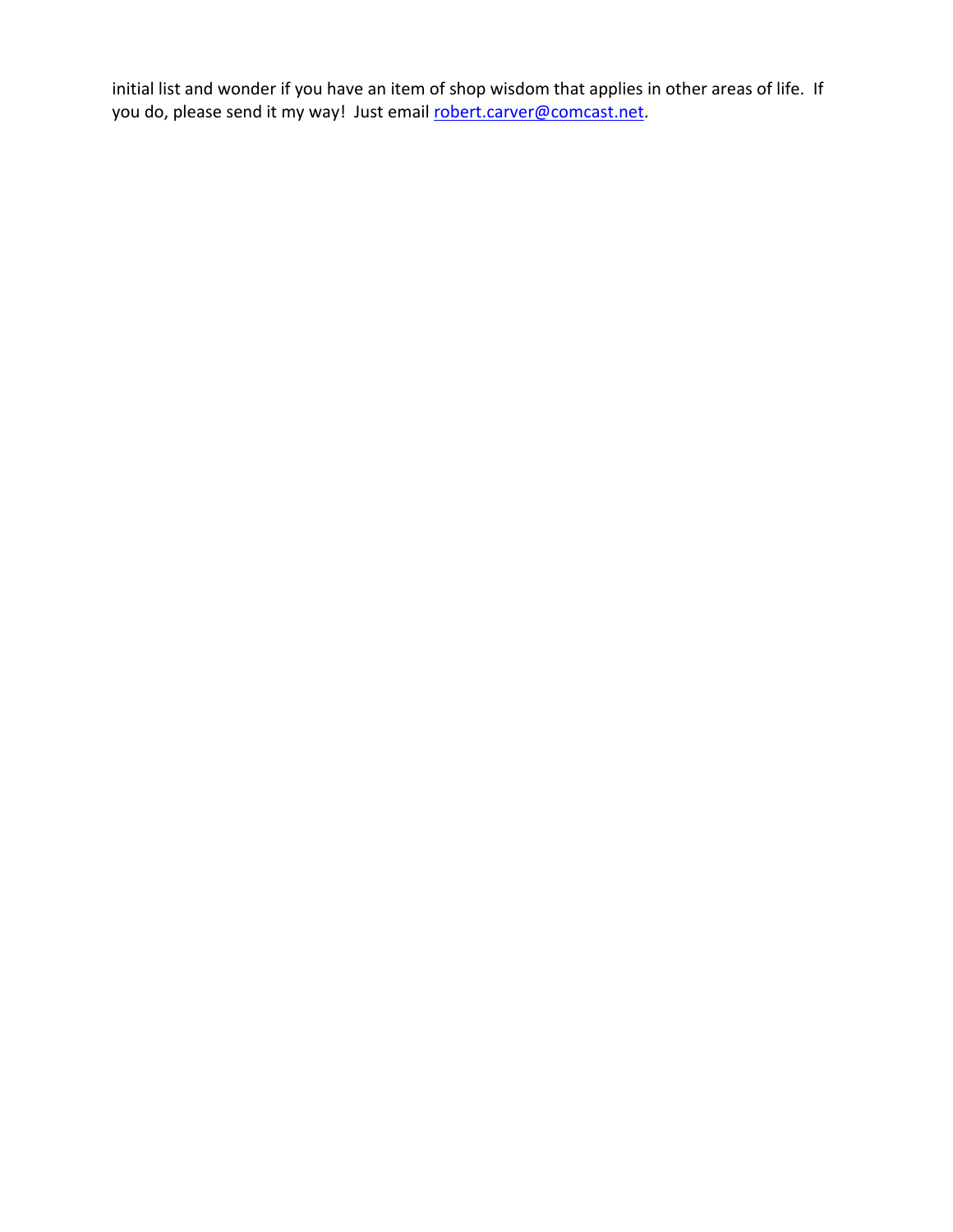initial list and wonder if you have an item of shop wisdom that applies in other areas of life. If you do, please send it my way! Just email [robert.carver@comcast.net](mailto:robert.carver@comcast.net).